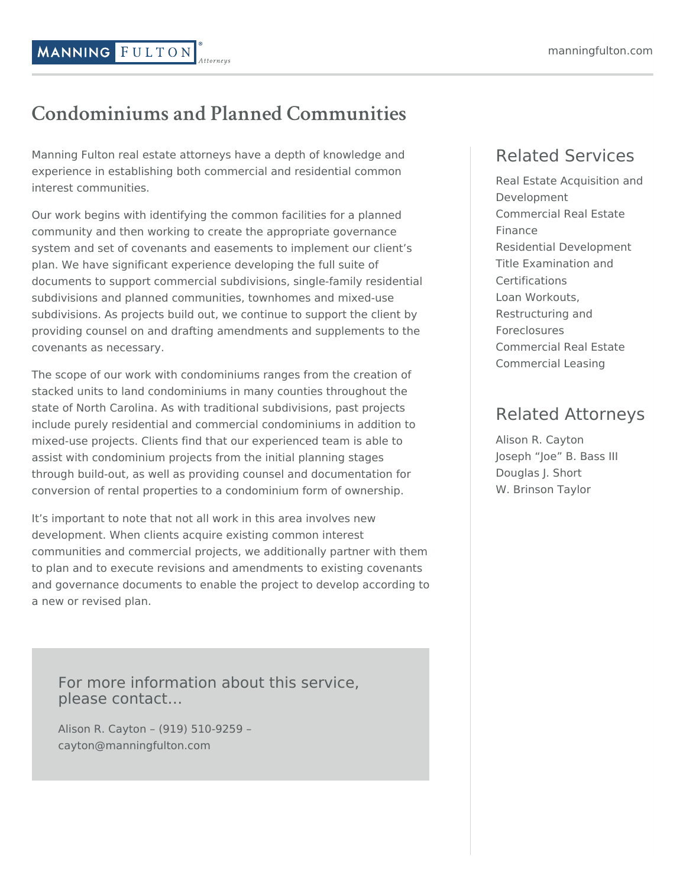# Condominiums and Planned Communities

Manning Fulton real estate attorneys have a depth of knowledge and experience in establishing both commercial and residential common interest communities.

Our work begins with identifying the common facilities for a planned community and then working to create the appropriate governance system and set of covenants and easements to implement our client's plan. We have significant experience developing the full suite of documents to support commercial subdivisions, single-family residential subdivisions and planned communities, townhomes and mixed-use subdivisions. As projects build out, we continue to support the client by providing counsel on and drafting amendments and supplements to the covenants as necessary.

The scope of our work with condominiums ranges from the creation of stacked units to land condominiums in many counties throughout the state of North Carolina. As with traditional subdivisions, past projects include purely residential and commercial condominiums in addition to mixed-use projects. Clients find that our experienced team is able to assist with condominium projects from the initial planning stages through build-out, as well as providing counsel and documentation for conversion of rental properties to a condominium form of ownership.

It's important to note that not all work in this area involves new development. When clients acquire existing common interest communities and commercial projects, we additionally partner with them to plan and to execute revisions and amendments to existing covenants and governance documents to enable the project to develop according to a new or revised plan.

### For more information about this service, please contact…

Alison R. Cayton – (919) 510-9259 – cayton@manningfulton.com

## Related Services

- Real Estate Acquisition and Development
- Commercial Real Estate Finance
- Residential Development
- Title Examination and Certifications
- Loan Workouts, Restructuring and Foreclosures
- Commercial Real Estate
- Commercial Leasing

## Related Attorneys

- Alison R. Cayton
- Joseph "Joe" B. Bass III
- Douglas J. Short
- W. Brinson Taylor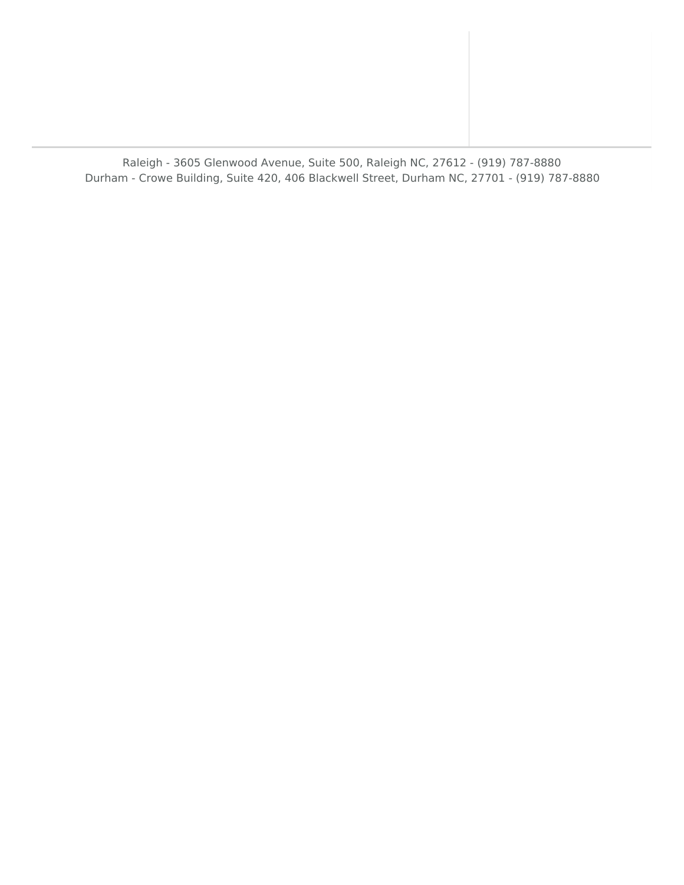Raleigh - 3605 Glenwood Avenue, Suite 500, Raleigh NC, 27612 - (919) 787-8880
Durham - Crowe Building, Suite 420, 406 Blackwell Street, Durham NC, 27701 - (919) 787-8880